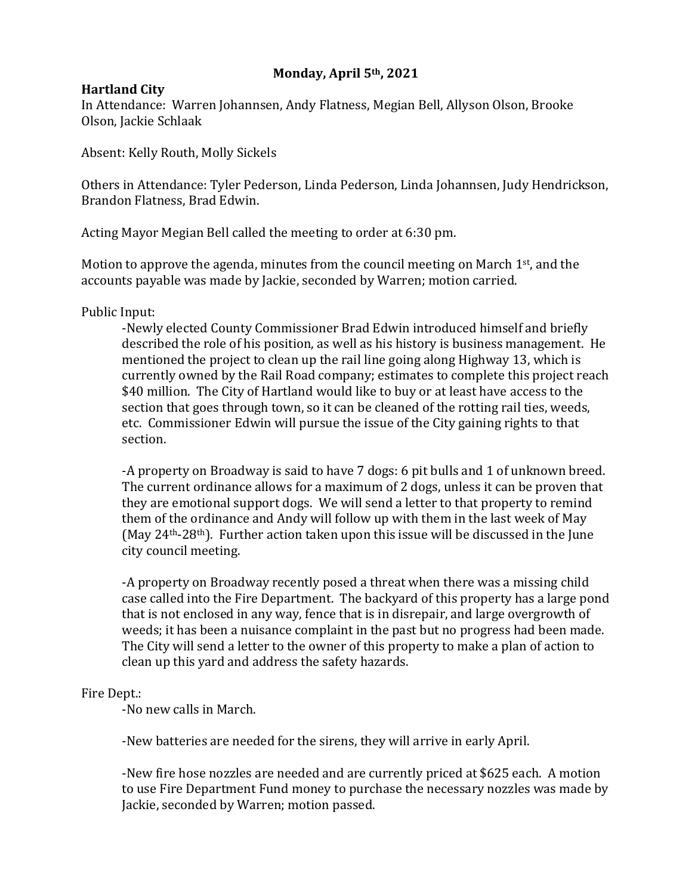**Monday, April 5th, 2021**

**Hartland City**

In Attendance: Warren Johannsen, Andy Flatness, Megian Bell, Allyson Olson, Brooke Olson, Jackie Schlaak

Absent: Kelly Routh, Molly Sickels

Others in Attendance: Tyler Pederson, Linda Pederson, Linda Johannsen, Judy Hendrickson, Brandon Flatness, Brad Edwin.

Acting Mayor Megian Bell called the meeting to order at 6:30 pm.

Motion to approve the agenda, minutes from the council meeting on March 1st, and the accounts payable was made by Jackie, seconded by Warren; motion carried.

Public Input:

-Newly elected County Commissioner Brad Edwin introduced himself and briefly described the role of his position, as well as his history is business management. He mentioned the project to clean up the rail line going along Highway 13, which is currently owned by the Rail Road company; estimates to complete this project reach $40 million. The City of Hartland would like to buy or at least have access to the section that goes through town, so it can be cleaned of the rotting rail ties, weeds, etc. Commissioner Edwin will pursue the issue of the City gaining rights to that section.

-A property on Broadway is said to have 7 dogs: 6 pit bulls and 1 of unknown breed. The current ordinance allows for a maximum of 2 dogs, unless it can be proven that they are emotional support dogs. We will send a letter to that property to remind them of the ordinance and Andy will follow up with them in the last week of May (May 24th-28th). Further action taken upon this issue will be discussed in the June city council meeting.

-A property on Broadway recently posed a threat when there was a missing child case called into the Fire Department. The backyard of this property has a large pond that is not enclosed in any way, fence that is in disrepair, and large overgrowth of weeds; it has been a nuisance complaint in the past but no progress had been made. The City will send a letter to the owner of this property to make a plan of action to clean up this yard and address the safety hazards.

Fire Dept.:

-No new calls in March.

-New batteries are needed for the sirens, they will arrive in early April.

-New fire hose nozzles are needed and are currently priced at $625 each. A motion to use Fire Department Fund money to purchase the necessary nozzles was made by Jackie, seconded by Warren; motion passed.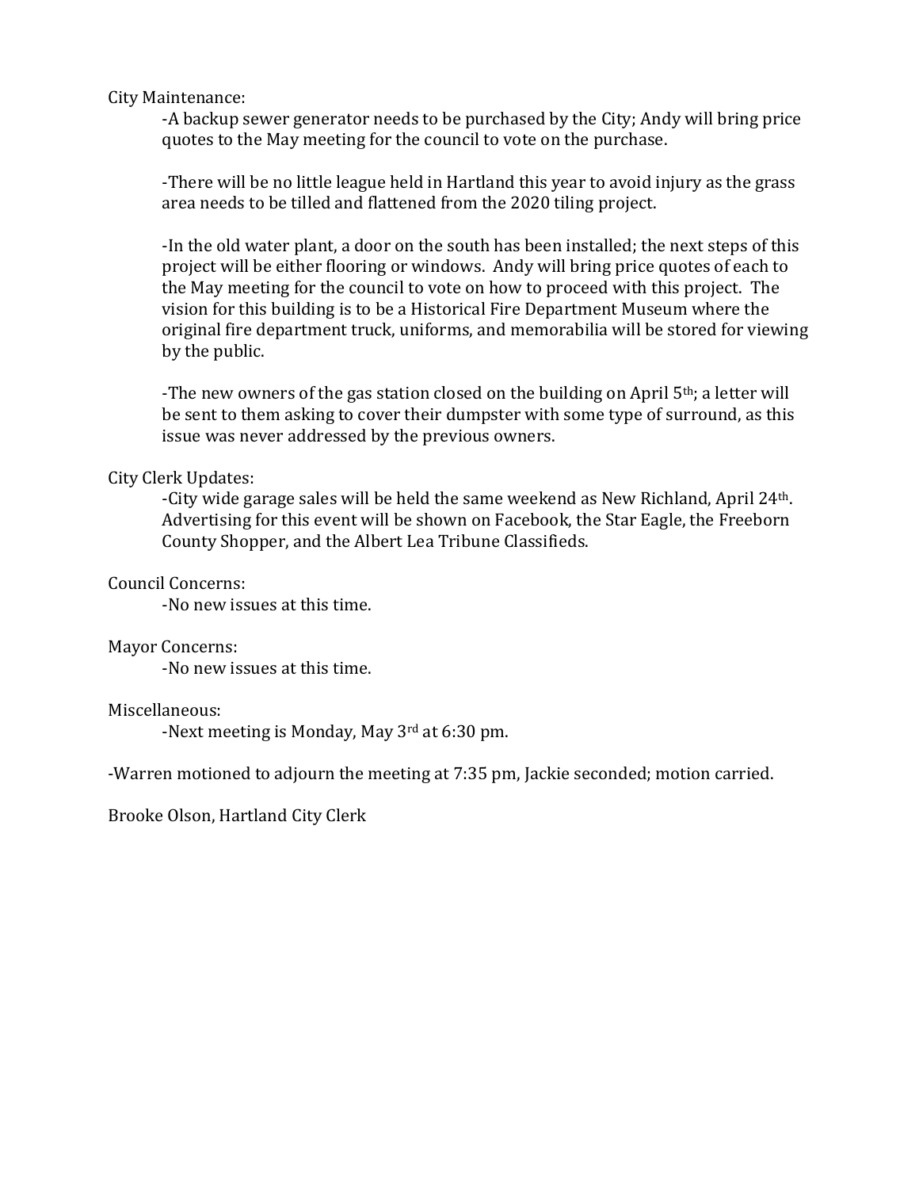City Maintenance:

-A backup sewer generator needs to be purchased by the City; Andy will bring price quotes to the May meeting for the council to vote on the purchase.

-There will be no little league held in Hartland this year to avoid injury as the grass area needs to be tilled and flattened from the 2020 tiling project.

-In the old water plant, a door on the south has been installed; the next steps of this project will be either flooring or windows. Andy will bring price quotes of each to the May meeting for the council to vote on how to proceed with this project. The vision for this building is to be a Historical Fire Department Museum where the original fire department truck, uniforms, and memorabilia will be stored for viewing by the public.

-The new owners of the gas station closed on the building on April 5th; a letter will be sent to them asking to cover their dumpster with some type of surround, as this issue was never addressed by the previous owners.

City Clerk Updates:

-City wide garage sales will be held the same weekend as New Richland, April 24th. Advertising for this event will be shown on Facebook, the Star Eagle, the Freeborn County Shopper, and the Albert Lea Tribune Classifieds.

Council Concerns:

-No new issues at this time.

Mayor Concerns:

-No new issues at this time.

Miscellaneous:

-Next meeting is Monday, May 3rd at 6:30 pm.

-Warren motioned to adjourn the meeting at 7:35 pm, Jackie seconded; motion carried.

Brooke Olson, Hartland City Clerk